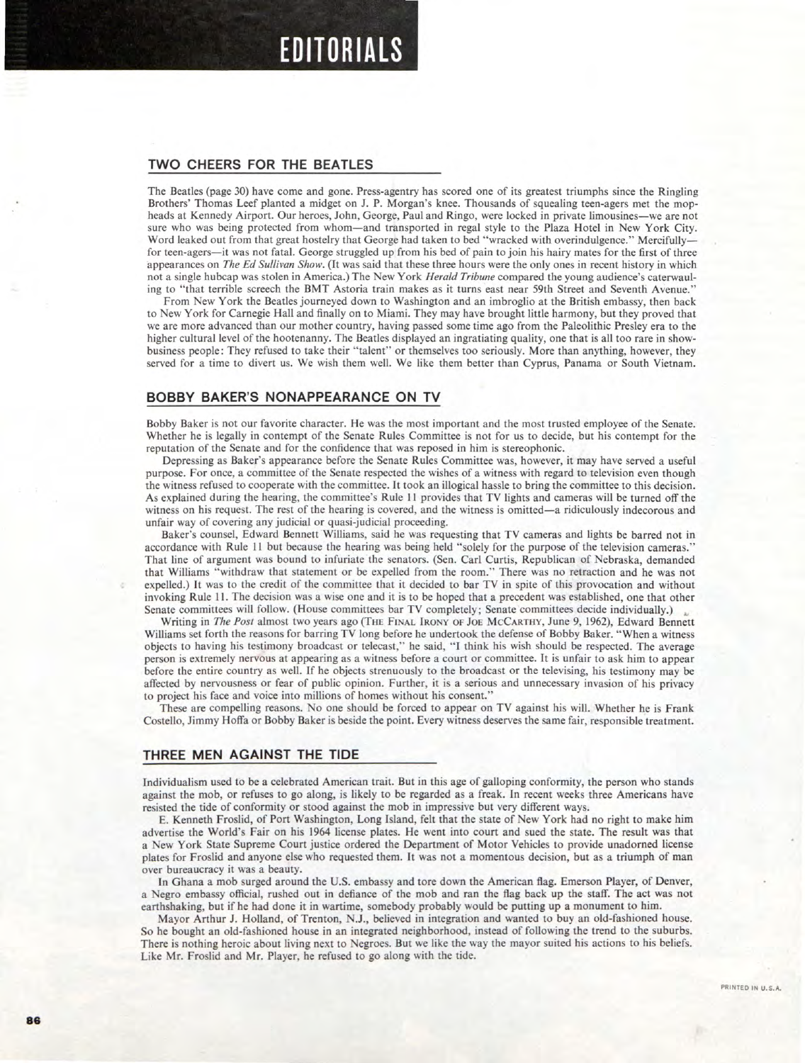# EDITORIALS

## TWO CHEERS FOR THE BEATLES

The Beatles (page 30) have come and gone. Press-agentry has scored one of its greatest triumphs since the Ringling Brothers' Thomas Leef planted a midget on J. P. Morgan's knee. Thousands of squealing teen-agers met the mop-heads at Kennedy Airport. Our heroes, John, George, Paul and Ringo, were locked in private limousines—we are not sure who was being protected from whom—and transported in regal style to the Plaza Hotel in New York City. Word leaked out from that great hostelry that George had taken to bed "wracked with overindulgence." Mercifully—for teen-agers—it was not fatal. George struggled up from his bed of pain to join his hairy mates for the first of three appearances on *The Ed Sullivan Show*. (It was said that these three hours were the only ones in recent history in which not a single hubcap was stolen in America.) The New York *Herald Tribune* compared the young audience's caterwauling to "that terrible screech the BMT Astoria train makes as it turns east near 59th Street and Seventh Avenue."

From New York the Beatles journeyed down to Washington and an imbroglio at the British embassy, then back to New York for Carnegie Hall and finally on to Miami. They may have brought little harmony, but they proved that we are more advanced than our mother country, having passed some time ago from the Paleolithic Presley era to the higher cultural level of the hootenanny. The Beatles displayed an ingratiating quality, one that is all too rare in show-business people: They refused to take their "talent" or themselves too seriously. More than anything, however, they served for a time to divert us. We wish them well. We like them better than Cyprus, Panama or South Vietnam.

## BOBBY BAKER'S NONAPPEARANCE ON TV

Bobby Baker is not our favorite character. He was the most important and the most trusted employee of the Senate. Whether he is legally in contempt of the Senate Rules Committee is not for us to decide, but his contempt for the reputation of the Senate and for the confidence that was reposed in him is stereophonic.

Depressing as Baker's appearance before the Senate Rules Committee was, however, it may have served a useful purpose. For once, a committee of the Senate respected the wishes of a witness with regard to television even though the witness refused to cooperate with the committee. It took an illogical hassle to bring the committee to this decision. As explained during the hearing, the committee's Rule 11 provides that TV lights and cameras will be turned off the witness on his request. The rest of the hearing is covered, and the witness is omitted—a ridiculously indecorous and unfair way of covering any judicial or quasi-judicial proceeding.

Baker's counsel, Edward Bennett Williams, said he was requesting that TV cameras and lights be barred not in accordance with Rule 11 but because the hearing was being held "solely for the purpose of the television cameras." That line of argument was bound to infuriate the senators. (Sen. Carl Curtis, Republican of Nebraska, demanded that Williams "withdraw that statement or be expelled from the room." There was no retraction and he was not expelled.) It was to the credit of the committee that it decided to bar TV in spite of this provocation and without invoking Rule 11. The decision was a wise one and it is to be hoped that a precedent was established, one that other Senate committees will follow. (House committees bar TV completely; Senate committees decide individually.)

Writing in *The Post* almost two years ago (THE FINAL IRONY OF JOE MCCARTHY, June 9, 1962), Edward Bennett Williams set forth the reasons for barring TV long before he undertook the defense of Bobby Baker. "When a witness objects to having his testimony broadcast or telecast," he said, "I think his wish should be respected. The average person is extremely nervous at appearing as a witness before a court or committee. It is unfair to ask him to appear before the entire country as well. If he objects strenuously to the broadcast or the televising, his testimony may be affected by nervousness or fear of public opinion. Further, it is a serious and unnecessary invasion of his privacy to project his face and voice into millions of homes without his consent."

These are compelling reasons. No one should be forced to appear on TV against his will. Whether he is Frank Costello, Jimmy Hoffa or Bobby Baker is beside the point. Every witness deserves the same fair, responsible treatment.

## THREE MEN AGAINST THE TIDE

Individualism used to be a celebrated American trait. But in this age of galloping conformity, the person who stands against the mob, or refuses to go along, is likely to be regarded as a freak. In recent weeks three Americans have resisted the tide of conformity or stood against the mob in impressive but very different ways.

E. Kenneth Froslid, of Port Washington, Long Island, felt that the state of New York had no right to make him advertise the World's Fair on his 1964 license plates. He went into court and sued the state. The result was that a New York State Supreme Court justice ordered the Department of Motor Vehicles to provide unadorned license plates for Froslid and anyone else who requested them. It was not a momentous decision, but as a triumph of man over bureaucracy it was a beauty.

In Ghana a mob surged around the U.S. embassy and tore down the American flag. Emerson Player, of Denver, a Negro embassy official, rushed out in defiance of the mob and ran the flag back up the staff. The act was not earthshaking, but if he had done it in wartime, somebody probably would be putting up a monument to him.

Mayor Arthur J. Holland, of Trenton, N.J., believed in integration and wanted to buy an old-fashioned house. So he bought an old-fashioned house in an integrated neighborhood, instead of following the trend to the suburbs. There is nothing heroic about living next to Negroes. But we like the way the mayor suited his actions to his beliefs. Like Mr. Froslid and Mr. Player, he refused to go along with the tide.

PRINTED IN U.S.A.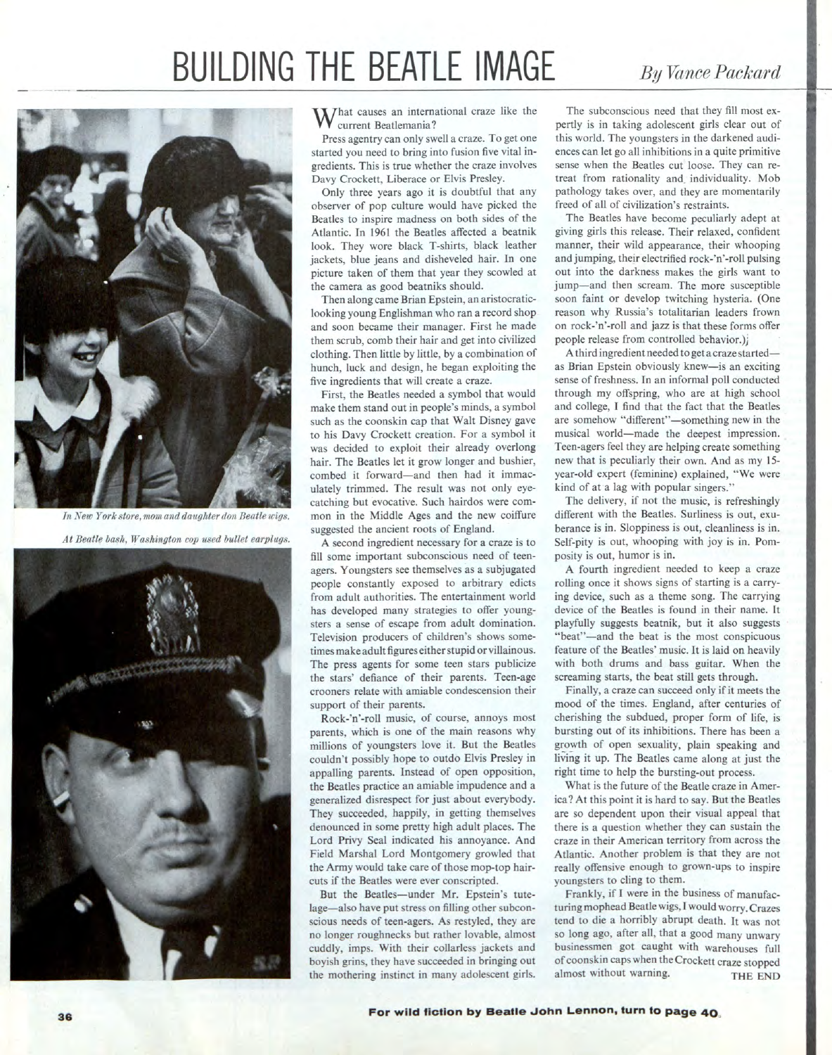# BUILDING THE BEATLE IMAGE

*By Vance Packard*

*In New York store, mom and daughter don Beatle wigs.*

*At Beatle bash, Washington cop used bullet earplugs.*

What causes an international craze like the current Beatlemania?

Press agentry can only swell a craze. To get one started you need to bring into fusion five vital ingredients. This is true whether the craze involves Davy Crockett, Liberace or Elvis Presley.

Only three years ago it is doubtful that any observer of pop culture would have picked the Beatles to inspire madness on both sides of the Atlantic. In 1961 the Beatles affected a beatnik look. They wore black T-shirts, black leather jackets, blue jeans and disheveled hair. In one picture taken of them that year they scowled at the camera as good beatniks should.

Then along came Brian Epstein, an aristocratic-looking young Englishman who ran a record shop and soon became their manager. First he made them scrub, comb their hair and get into civilized clothing. Then little by little, by a combination of hunch, luck and design, he began exploiting the five ingredients that will create a craze.

First, the Beatles needed a symbol that would make them stand out in people's minds, a symbol such as the coonskin cap that Walt Disney gave to his Davy Crockett creation. For a symbol it was decided to exploit their already overlong hair. The Beatles let it grow longer and bushier, combed it forward—and then had it immaculately trimmed. The result was not only eye-catching but evocative. Such hairdos were common in the Middle Ages and the new coiffure suggested the ancient roots of England.

A second ingredient necessary for a craze is to fill some important subconscious need of teenagers. Youngsters see themselves as a subjugated people constantly exposed to arbitrary edicts from adult authorities. The entertainment world has developed many strategies to offer youngsters a sense of escape from adult domination. Television producers of children's shows sometimes make adult figures either stupid or villainous. The press agents for some teen stars publicize the stars' defiance of their parents. Teen-age crooners relate with amiable condescension their support of their parents.

Rock-'n'-roll music, of course, annoys most parents, which is one of the main reasons why millions of youngsters love it. But the Beatles couldn't possibly hope to outdo Elvis Presley in appalling parents. Instead of open opposition, the Beatles practice an amiable impudence and a generalized disrespect for just about everybody. They succeeded, happily, in getting themselves denounced in some pretty high adult places. The Lord Privy Seal indicated his annoyance. And Field Marshal Lord Montgomery growled that the Army would take care of those mop-top haircuts if the Beatles were ever conscripted.

But the Beatles—under Mr. Epstein's tutelage—also have put stress on filling other subconscious needs of teen-agers. As restyled, they are no longer roughnecks but rather lovable, almost cuddly, imps. With their collarless jackets and boyish grins, they have succeeded in bringing out the mothering instinct in many adolescent girls.

The subconscious need that they fill most expertly is in taking adolescent girls clear out of this world. The youngsters in the darkened audiences can let go all inhibitions in a quite primitive sense when the Beatles cut loose. They can retreat from rationality and individuality. Mob pathology takes over, and they are momentarily freed of all of civilization's restraints.

The Beatles have become peculiarly adept at giving girls this release. Their relaxed, confident manner, their wild appearance, their whooping and jumping, their electrified rock-'n'-roll pulsing out into the darkness makes the girls want to jump—and then scream. The more susceptible soon faint or develop twitching hysteria. (One reason why Russia's totalitarian leaders frown on rock-'n'-roll and jazz is that these forms offer people release from controlled behavior.)

A third ingredient needed to get a craze started—as Brian Epstein obviously knew—is an exciting sense of freshness. In an informal poll conducted through my offspring, who are at high school and college, I find that the fact that the Beatles are somehow "different"—something new in the musical world—made the deepest impression. Teen-agers feel they are helping create something new that is peculiarly their own. And as my 15-year-old expert (feminine) explained, "We were kind of at a lag with popular singers."

The delivery, if not the music, is refreshingly different with the Beatles. Surliness is out, exuberance is in. Sloppiness is out, cleanliness is in. Self-pity is out, whooping with joy is in. Pomposity is out, humor is in.

A fourth ingredient needed to keep a craze rolling once it shows signs of starting is a carrying device, such as a theme song. The carrying device of the Beatles is found in their name. It playfully suggests beatnik, but it also suggests "beat"—and the beat is the most conspicuous feature of the Beatles' music. It is laid on heavily with both drums and bass guitar. When the screaming starts, the beat still gets through.

Finally, a craze can succeed only if it meets the mood of the times. England, after centuries of cherishing the subdued, proper form of life, is bursting out of its inhibitions. There has been a growth of open sexuality, plain speaking and living it up. The Beatles came along at just the right time to help the bursting-out process.

What is the future of the Beatle craze in America? At this point it is hard to say. But the Beatles are so dependent upon their visual appeal that there is a question whether they can sustain the craze in their American territory from across the Atlantic. Another problem is that they are not really offensive enough to grown-ups to inspire youngsters to cling to them.

Frankly, if I were in the business of manufacturing mophead Beatle wigs, I would worry. Crazes tend to die a horribly abrupt death. It was not so long ago, after all, that a good many unwary businessmen got caught with warehouses full of coonskin caps when the Crockett craze stopped almost without warning. THE END

**For wild fiction by Beatle John Lennon, turn to page 40**